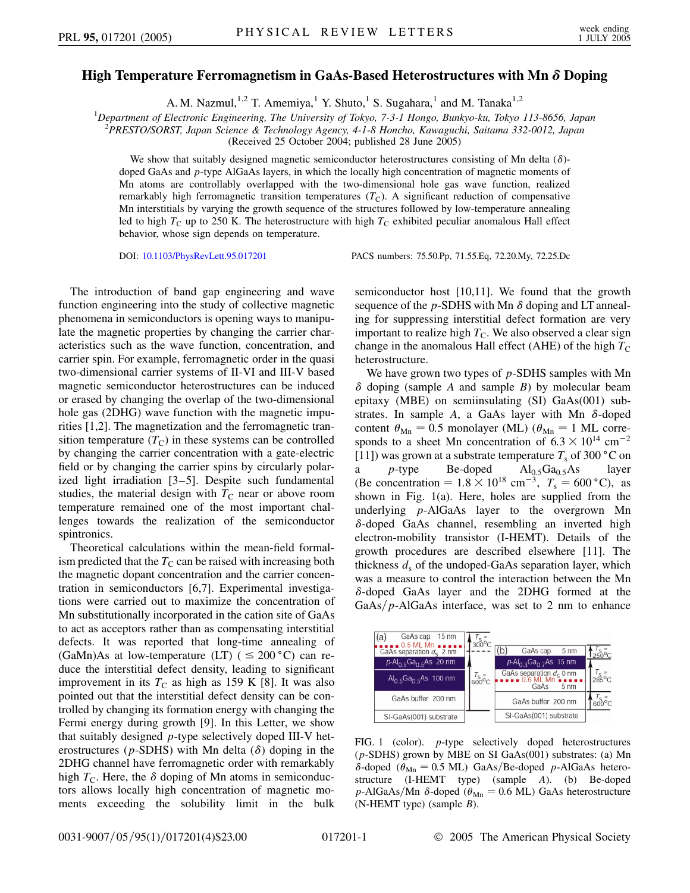# High Temperature Ferromagnetism in GaAs-Based Heterostructures with Mn $\delta$ Doping

A. M. Nazmul,[1,2] T. Amemiya,[1] Y. Shuto,[1] S. Sugahara,[1] and M. Tanaka[1,2]

[1]*Department of Electronic Engineering, The University of Tokyo, 7-3-1 Hongo, Bunkyo-ku, Tokyo 113-8656, Japan*
[2]*PRESTO/SORST, Japan Science & Technology Agency, 4-1-8 Honcho, Kawaguchi, Saitama 332-0012, Japan*
(Received 25 October 2004; published 28 June 2005)

We show that suitably designed magnetic semiconductor heterostructures consisting of Mn delta ($\delta$)-doped GaAs and *p*-type AlGaAs layers, in which the locally high concentration of magnetic moments of Mn atoms are controllably overlapped with the two-dimensional hole gas wave function, realized remarkably high ferromagnetic transition temperatures ($T_C$). A significant reduction of compensative Mn interstitials by varying the growth sequence of the structures followed by low-temperature annealing led to high $T_C$ up to 250 K. The heterostructure with high $T_C$ exhibited peculiar anomalous Hall effect behavior, whose sign depends on temperature.

DOI: 10.1103/PhysRevLett.95.017201 PACS numbers: 75.50.Pp, 71.55.Eq, 72.20.My, 72.25.Dc

The introduction of band gap engineering and wave function engineering into the study of collective magnetic phenomena in semiconductors is opening ways to manipulate the magnetic properties by changing the carrier characteristics such as the wave function, concentration, and carrier spin. For example, ferromagnetic order in the quasi two-dimensional carrier systems of II-VI and III-V based magnetic semiconductor heterostructures can be induced or erased by changing the overlap of the two-dimensional hole gas (2DHG) wave function with the magnetic impurities [1,2]. The magnetization and the ferromagnetic transition temperature ($T_C$) in these systems can be controlled by changing the carrier concentration with a gate-electric field or by changing the carrier spins by circularly polarized light irradiation [3–5]. Despite such fundamental studies, the material design with $T_C$ near or above room temperature remained one of the most important challenges towards the realization of the semiconductor spintronics.

Theoretical calculations within the mean-field formalism predicted that the $T_C$ can be raised with increasing both the magnetic dopant concentration and the carrier concentration in semiconductors [6,7]. Experimental investigations were carried out to maximize the concentration of Mn substitutionally incorporated in the cation site of GaAs to act as acceptors rather than as compensating interstitial defects. It was reported that long-time annealing of (GaMn)As at low-temperature (LT) ($\leq 200\,^\circ$C) can reduce the interstitial defect density, leading to significant improvement in its $T_C$ as high as 159 K [8]. It was also pointed out that the interstitial defect density can be controlled by changing its formation energy with changing the Fermi energy during growth [9]. In this Letter, we show that suitably designed *p*-type selectively doped III-V heterostructures (*p*-SDHS) with Mn delta ($\delta$) doping in the 2DHG channel have ferromagnetic order with remarkably high $T_C$. Here, the $\delta$ doping of Mn atoms in semiconductors allows locally high concentration of magnetic moments exceeding the solubility limit in the bulk semiconductor host [10,11]. We found that the growth sequence of the *p*-SDHS with Mn $\delta$ doping and LT annealing for suppressing interstitial defect formation are very important to realize high $T_C$. We also observed a clear sign change in the anomalous Hall effect (AHE) of the high $T_C$ heterostructure.

We have grown two types of *p*-SDHS samples with Mn $\delta$ doping (sample *A* and sample *B*) by molecular beam epitaxy (MBE) on semiinsulating (SI) GaAs(001) substrates. In sample *A*, a GaAs layer with Mn $\delta$-doped content $\theta_{Mn} = 0.5$ monolayer (ML) ($\theta_{Mn} = 1$ ML corresponds to a sheet Mn concentration of $6.3 \times 10^{14}$ cm$^{-2}$ [11]) was grown at a substrate temperature $T_s$ of 300 °C on a *p*-type Be-doped $Al_{0.5}Ga_{0.5}As$ layer (Be concentration $= 1.8 \times 10^{18}$ cm$^{-3}$, $T_s = 600\,^\circ$C), as shown in Fig. 1(a). Here, holes are supplied from the underlying *p*-AlGaAs layer to the overgrown Mn $\delta$-doped GaAs channel, resembling an inverted high electron-mobility transistor (I-HEMT). Details of the growth procedures are described elsewhere [11]. The thickness $d_s$ of the undoped-GaAs separation layer, which was a measure to control the interaction between the Mn $\delta$-doped GaAs layer and the 2DHG formed at the GaAs/*p*-AlGaAs interface, was set to 2 nm to enhance

| (a) | | | (b) | |
|---|---|---|---|---|
| GaAs cap 15 nm | $T_s$ = 300°C | | GaAs cap 5 nm | $T_s$ = 250°C |
| 0.5 ML Mn | | | $p$-$Al_{0.3}Ga_{0.7}As$ 15 nm | |
| GaAs separation $d_s$ 2 nm | | | GaAs separation $d_s$ 0 nm | $T_s$ = 285°C |
| $p$-$Al_{0.5}Ga_{0.5}As$ 20 nm | $T_s$ = 600°C | | 0.6 ML Mn | |
| $Al_{0.5}Ga_{0.5}As$ 100 nm | | | GaAs 5 nm | |
| GaAs buffer 200 nm | | | GaAs buffer 200 nm | $T_s$ = 600°C |
| SI-GaAs(001) substrate | | | SI-GaAs(001) substrate | |

FIG. 1 (color). *p*-type selectively doped heterostructures (*p*-SDHS) grown by MBE on SI GaAs(001) substrates: (a) Mn $\delta$-doped ($\theta_{Mn} = 0.5$ ML) GaAs/Be-doped *p*-AlGaAs heterostructure (I-HEMT type) (sample *A*). (b) Be-doped *p*-AlGaAs/Mn $\delta$-doped ($\theta_{Mn} = 0.6$ ML) GaAs heterostructure (N-HEMT type) (sample *B*).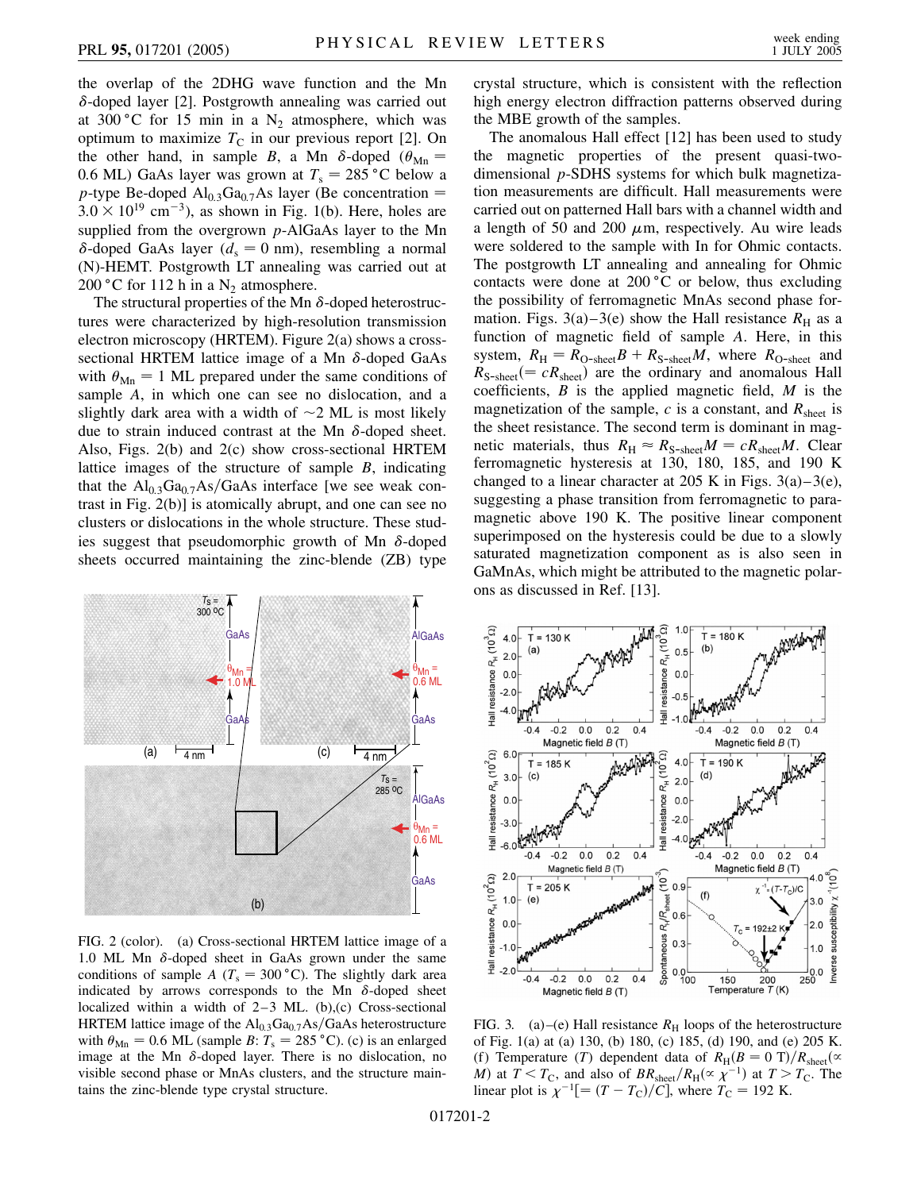the overlap of the 2DHG wave function and the Mn $\delta$-doped layer [2]. Postgrowth annealing was carried out at 300 °C for 15 min in a $N_2$ atmosphere, which was optimum to maximize $T_C$ in our previous report [2]. On the other hand, in sample *B*, a Mn $\delta$-doped ($\theta_{Mn}$ = 0.6 ML) GaAs layer was grown at $T_s$ = 285 °C below a *p*-type Be-doped $Al_{0.3}Ga_{0.7}As$ layer (Be concentration = $3.0 \times 10^{19}$ cm$^{-3}$), as shown in Fig. 1(b). Here, holes are supplied from the overgrown *p*-AlGaAs layer to the Mn $\delta$-doped GaAs layer ($d_s$ = 0 nm), resembling a normal (N)-HEMT. Postgrowth LT annealing was carried out at 200 °C for 112 h in a $N_2$ atmosphere.

The structural properties of the Mn $\delta$-doped heterostructures were characterized by high-resolution transmission electron microscopy (HRTEM). Figure 2(a) shows a cross-sectional HRTEM lattice image of a Mn $\delta$-doped GaAs with $\theta_{Mn}$ = 1 ML prepared under the same conditions of sample *A*, in which one can see no dislocation, and a slightly dark area with a width of ~2 ML is most likely due to strain induced contrast at the Mn $\delta$-doped sheet. Also, Figs. 2(b) and 2(c) show cross-sectional HRTEM lattice images of the structure of sample *B*, indicating that the $Al_{0.3}Ga_{0.7}As$/GaAs interface [we see weak contrast in Fig. 2(b)] is atomically abrupt, and one can see no clusters or dislocations in the whole structure. These studies suggest that pseudomorphic growth of Mn $\delta$-doped sheets occurred maintaining the zinc-blende (ZB) type crystal structure, which is consistent with the reflection high energy electron diffraction patterns observed during the MBE growth of the samples.

FIG. 2 (color). (a) Cross-sectional HRTEM lattice image of a 1.0 ML Mn $\delta$-doped sheet in GaAs grown under the same conditions of sample *A* ($T_s$ = 300 °C). The slightly dark area indicated by arrows corresponds to the Mn $\delta$-doped sheet localized within a width of 2–3 ML. (b),(c) Cross-sectional HRTEM lattice image of the $Al_{0.3}Ga_{0.7}As$/GaAs heterostructure with $\theta_{Mn}$ = 0.6 ML (sample *B*: $T_s$ = 285 °C). (c) is an enlarged image at the Mn $\delta$-doped layer. There is no dislocation, no visible second phase or MnAs clusters, and the structure maintains the zinc-blende type crystal structure.

The anomalous Hall effect [12] has been used to study the magnetic properties of the present quasi-two-dimensional *p*-SDHS systems for which bulk magnetization measurements are difficult. Hall measurements were carried out on patterned Hall bars with a channel width and a length of 50 and 200 $\mu$m, respectively. Au wire leads were soldered to the sample with In for Ohmic contacts. The postgrowth LT annealing and annealing for Ohmic contacts were done at 200 °C or below, thus excluding the possibility of ferromagnetic MnAs second phase formation. Figs. 3(a)–3(e) show the Hall resistance $R_H$ as a function of magnetic field of sample *A*. Here, in this system, $R_H = R_{O\text{-sheet}}B + R_{S\text{-sheet}}M$, where $R_{O\text{-sheet}}$ and $R_{S\text{-sheet}}(= cR_{sheet})$ are the ordinary and anomalous Hall coefficients, $B$ is the applied magnetic field, $M$ is the magnetization of the sample, $c$ is a constant, and $R_{sheet}$ is the sheet resistance. The second term is dominant in magnetic materials, thus $R_H \approx R_{S\text{-sheet}}M = cR_{sheet}M$. Clear ferromagnetic hysteresis at 130, 180, 185, and 190 K changed to a linear character at 205 K in Figs. 3(a)–3(e), suggesting a phase transition from ferromagnetic to paramagnetic above 190 K. The positive linear component superimposed on the hysteresis could be due to a slowly saturated magnetization component as is also seen in GaMnAs, which might be attributed to the magnetic polarons as discussed in Ref. [13].

FIG. 3. (a)–(e) Hall resistance $R_H$ loops of the heterostructure of Fig. 1(a) at (a) 130, (b) 180, (c) 185, (d) 190, and (e) 205 K. (f) Temperature ($T$) dependent data of $R_H(B = 0\ \text{T})/R_{sheet}(\propto M)$ at $T < T_C$, and also of $BR_{sheet}/R_H(\propto \chi^{-1})$ at $T > T_C$. The linear plot is $\chi^{-1}[= (T - T_C)/C]$, where $T_C$ = 192 K.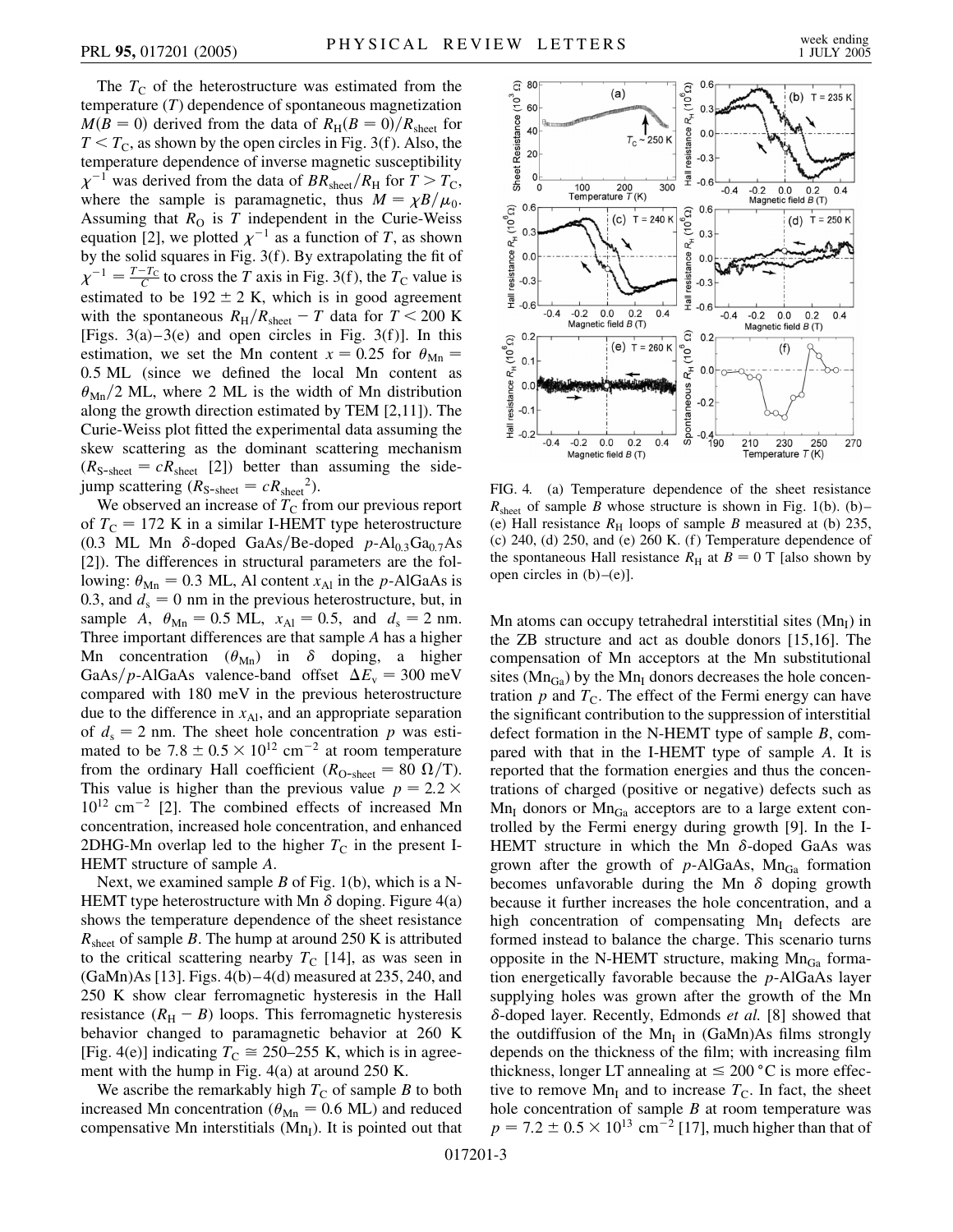The $T_C$ of the heterostructure was estimated from the temperature ($T$) dependence of spontaneous magnetization $M(B = 0)$ derived from the data of $R_H(B = 0)/R_{sheet}$ for $T < T_C$, as shown by the open circles in Fig. 3(f). Also, the temperature dependence of inverse magnetic susceptibility $\chi^{-1}$ was derived from the data of $BR_{sheet}/R_H$ for $T > T_C$, where the sample is paramagnetic, thus $M = \chi B/\mu_0$. Assuming that $R_O$ is $T$ independent in the Curie-Weiss equation [2], we plotted $\chi^{-1}$ as a function of $T$, as shown by the solid squares in Fig. 3(f). By extrapolating the fit of $\chi^{-1} = \frac{T-T_C}{C}$ to cross the $T$ axis in Fig. 3(f), the $T_C$ value is estimated to be $192 \pm 2$ K, which is in good agreement with the spontaneous $R_H/R_{sheet} - T$ data for $T < 200$ K [Figs. 3(a)–3(e) and open circles in Fig. 3(f)]. In this estimation, we set the Mn content $x = 0.25$ for $\theta_{Mn} = 0.5$ ML (since we defined the local Mn content as $\theta_{Mn}/2$ ML, where 2 ML is the width of Mn distribution along the growth direction estimated by TEM [2,11]). The Curie-Weiss plot fitted the experimental data assuming the skew scattering as the dominant scattering mechanism ($R_{S\text{-}sheet} = cR_{sheet}$ [2]) better than assuming the side-jump scattering ($R_{S\text{-}sheet} = cR_{sheet}{}^2$).

We observed an increase of $T_C$ from our previous report of $T_C = 172$ K in a similar I-HEMT type heterostructure (0.3 ML Mn $\delta$-doped GaAs/Be-doped $p$-$Al_{0.3}Ga_{0.7}As$ [2]). The differences in structural parameters are the following: $\theta_{Mn} = 0.3$ ML, Al content $x_{Al}$ in the $p$-AlGaAs is 0.3, and $d_s = 0$ nm in the previous heterostructure, but, in sample $A$, $\theta_{Mn} = 0.5$ ML, $x_{Al} = 0.5$, and $d_s = 2$ nm. Three important differences are that sample $A$ has a higher Mn concentration ($\theta_{Mn}$) in $\delta$ doping, a higher GaAs/$p$-AlGaAs valence-band offset $\Delta E_v = 300$ meV compared with 180 meV in the previous heterostructure due to the difference in $x_{Al}$, and an appropriate separation of $d_s = 2$ nm. The sheet hole concentration $p$ was estimated to be $7.8 \pm 0.5 \times 10^{12}$ cm$^{-2}$ at room temperature from the ordinary Hall coefficient ($R_{O\text{-}sheet} = 80$ $\Omega$/T). This value is higher than the previous value $p = 2.2 \times 10^{12}$ cm$^{-2}$ [2]. The combined effects of increased Mn concentration, increased hole concentration, and enhanced 2DHG-Mn overlap led to the higher $T_C$ in the present I-HEMT structure of sample $A$.

Next, we examined sample $B$ of Fig. 1(b), which is a N-HEMT type heterostructure with Mn $\delta$ doping. Figure 4(a) shows the temperature dependence of the sheet resistance $R_{sheet}$ of sample $B$. The hump at around 250 K is attributed to the critical scattering nearby $T_C$ [14], as was seen in (GaMn)As [13]. Figs. 4(b)–4(d) measured at 235, 240, and 250 K show clear ferromagnetic hysteresis in the Hall resistance ($R_H - B$) loops. This ferromagnetic hysteresis behavior changed to paramagnetic behavior at 260 K [Fig. 4(e)] indicating $T_C \cong 250$–255 K, which is in agreement with the hump in Fig. 4(a) at around 250 K.

We ascribe the remarkably high $T_C$ of sample $B$ to both increased Mn concentration ($\theta_{Mn} = 0.6$ ML) and reduced compensative Mn interstitials ($Mn_I$). It is pointed out that

FIG. 4. (a) Temperature dependence of the sheet resistance $R_{sheet}$ of sample $B$ whose structure is shown in Fig. 1(b). (b)–(e) Hall resistance $R_H$ loops of sample $B$ measured at (b) 235, (c) 240, (d) 250, and (e) 260 K. (f) Temperature dependence of the spontaneous Hall resistance $R_H$ at $B = 0$ T [also shown by open circles in (b)–(e)].

Mn atoms can occupy tetrahedral interstitial sites ($Mn_I$) in the ZB structure and act as double donors [15,16]. The compensation of Mn acceptors at the Mn substitutional sites ($Mn_{Ga}$) by the $Mn_I$ donors decreases the hole concentration $p$ and $T_C$. The effect of the Fermi energy can have the significant contribution to the suppression of interstitial defect formation in the N-HEMT type of sample $B$, compared with that in the I-HEMT type of sample $A$. It is reported that the formation energies and thus the concentrations of charged (positive or negative) defects such as $Mn_I$ donors or $Mn_{Ga}$ acceptors are to a large extent controlled by the Fermi energy during growth [9]. In the I-HEMT structure in which the Mn $\delta$-doped GaAs was grown after the growth of $p$-AlGaAs, $Mn_{Ga}$ formation becomes unfavorable during the Mn $\delta$ doping growth because it further increases the hole concentration, and a high concentration of compensating $Mn_I$ defects are formed instead to balance the charge. This scenario turns opposite in the N-HEMT structure, making $Mn_{Ga}$ formation energetically favorable because the $p$-AlGaAs layer supplying holes was grown after the growth of the Mn $\delta$-doped layer. Recently, Edmonds *et al.* [8] showed that the outdiffusion of the $Mn_I$ in (GaMn)As films strongly depends on the thickness of the film; with increasing film thickness, longer LT annealing at $\leq 200$ °C is more effective to remove $Mn_I$ and to increase $T_C$. In fact, the sheet hole concentration of sample $B$ at room temperature was $p = 7.2 \pm 0.5 \times 10^{13}$ cm$^{-2}$ [17], much higher than that of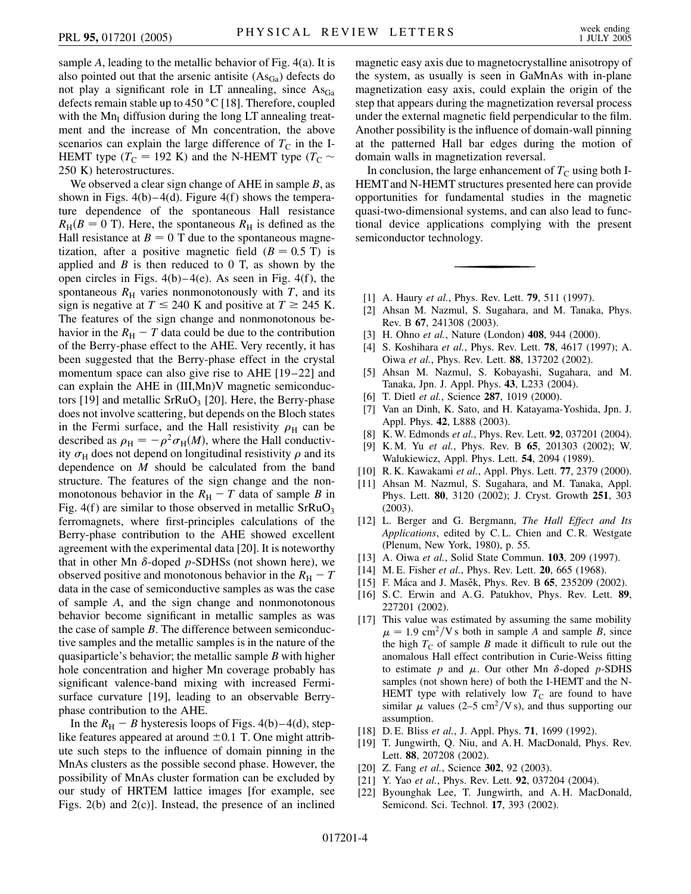sample *A*, leading to the metallic behavior of Fig. 4(a). It is also pointed out that the arsenic antisite ($As_{Ga}$) defects do not play a significant role in LT annealing, since $As_{Ga}$ defects remain stable up to 450 °C [18]. Therefore, coupled with the $Mn_I$ diffusion during the long LT annealing treatment and the increase of Mn concentration, the above scenarios can explain the large difference of $T_C$ in the I-HEMT type ($T_C = 192$ K) and the N-HEMT type ($T_C \sim 250$ K) heterostructures.

We observed a clear sign change of AHE in sample *B*, as shown in Figs. 4(b)–4(d). Figure 4(f) shows the temperature dependence of the spontaneous Hall resistance $R_H(B = 0\ \mathrm{T})$. Here, the spontaneous $R_H$ is defined as the Hall resistance at $B = 0$ T due to the spontaneous magnetization, after a positive magnetic field ($B = 0.5$ T) is applied and *B* is then reduced to 0 T, as shown by the open circles in Figs. 4(b)–4(e). As seen in Fig. 4(f), the spontaneous $R_H$ varies nonmonotonously with *T*, and its sign is negative at $T \leq 240$ K and positive at $T \geq 245$ K. The features of the sign change and nonmonotonous behavior in the $R_H - T$ data could be due to the contribution of the Berry-phase effect to the AHE. Very recently, it has been suggested that the Berry-phase effect in the crystal momentum space can also give rise to AHE [19–22] and can explain the AHE in (III,Mn)V magnetic semiconductors [19] and metallic $SrRuO_3$ [20]. Here, the Berry-phase does not involve scattering, but depends on the Bloch states in the Fermi surface, and the Hall resistivity $\rho_H$ can be described as $\rho_H = -\rho^2\sigma_H(M)$, where the Hall conductivity $\sigma_H$ does not depend on longitudinal resistivity $\rho$ and its dependence on *M* should be calculated from the band structure. The features of the sign change and the nonmonotonous behavior in the $R_H - T$ data of sample *B* in Fig. 4(f) are similar to those observed in metallic $SrRuO_3$ ferromagnets, where first-principles calculations of the Berry-phase contribution to the AHE showed excellent agreement with the experimental data [20]. It is noteworthy that in other Mn $\delta$-doped *p*-SDHSs (not shown here), we observed positive and monotonous behavior in the $R_H - T$ data in the case of semiconductive samples as was the case of sample *A*, and the sign change and nonmonotonous behavior become significant in metallic samples as was the case of sample *B*. The difference between semiconductive samples and the metallic samples is in the nature of the quasiparticle's behavior; the metallic sample *B* with higher hole concentration and higher Mn coverage probably has significant valence-band mixing with increased Fermi-surface curvature [19], leading to an observable Berry-phase contribution to the AHE.

In the $R_H - B$ hysteresis loops of Figs. 4(b)–4(d), step-like features appeared at around ±0.1 T. One might attribute such steps to the influence of domain pinning in the MnAs clusters as the possible second phase. However, the possibility of MnAs cluster formation can be excluded by our study of HRTEM lattice images [for example, see Figs. 2(b) and 2(c)]. Instead, the presence of an inclined magnetic easy axis due to magnetocrystalline anisotropy of the system, as usually is seen in GaMnAs with in-plane magnetization easy axis, could explain the origin of the step that appears during the magnetization reversal process under the external magnetic field perpendicular to the film. Another possibility is the influence of domain-wall pinning at the patterned Hall bar edges during the motion of domain walls in magnetization reversal.

In conclusion, the large enhancement of $T_C$ using both I-HEMT and N-HEMT structures presented here can provide opportunities for fundamental studies in the magnetic quasi-two-dimensional systems, and can also lead to functional device applications complying with the present semiconductor technology.

---

[1] A. Haury *et al.*, Phys. Rev. Lett. **79**, 511 (1997).
[2] Ahsan M. Nazmul, S. Sugahara, and M. Tanaka, Phys. Rev. B **67**, 241308 (2003).
[3] H. Ohno *et al.*, Nature (London) **408**, 944 (2000).
[4] S. Koshihara *et al.*, Phys. Rev. Lett. **78**, 4617 (1997); A. Oiwa *et al.*, Phys. Rev. Lett. **88**, 137202 (2002).
[5] Ahsan M. Nazmul, S. Kobayashi, Sugahara, and M. Tanaka, Jpn. J. Appl. Phys. **43**, L233 (2004).
[6] T. Dietl *et al.*, Science **287**, 1019 (2000).
[7] Van an Dinh, K. Sato, and H. Katayama-Yoshida, Jpn. J. Appl. Phys. **42**, L888 (2003).
[8] K. W. Edmonds *et al.*, Phys. Rev. Lett. **92**, 037201 (2004).
[9] K. M. Yu *et al.*, Phys. Rev. B **65**, 201303 (2002); W. Walukiewicz, Appl. Phys. Lett. **54**, 2094 (1989).
[10] R. K. Kawakami *et al.*, Appl. Phys. Lett. **77**, 2379 (2000).
[11] Ahsan M. Nazmul, S. Sugahara, and M. Tanaka, Appl. Phys. Lett. **80**, 3120 (2002); J. Cryst. Growth **251**, 303 (2003).
[12] L. Berger and G. Bergmann, *The Hall Effect and Its Applications*, edited by C. L. Chien and C. R. Westgate (Plenum, New York, 1980), p. 55.
[13] A. Oiwa *et al.*, Solid State Commun. **103**, 209 (1997).
[14] M. E. Fisher *et al.*, Phys. Rev. Lett. **20**, 665 (1968).
[15] F. Máca and J. Mašek, Phys. Rev. B **65**, 235209 (2002).
[16] S. C. Erwin and A. G. Patukhov, Phys. Rev. Lett. **89**, 227201 (2002).
[17] This value was estimated by assuming the same mobility $\mu = 1.9\ \mathrm{cm^2/V\,s}$ both in sample *A* and sample *B*, since the high $T_C$ of sample *B* made it difficult to rule out the anomalous Hall effect contribution in Curie-Weiss fitting to estimate *p* and $\mu$. Our other Mn $\delta$-doped *p*-SDHS samples (not shown here) of both the I-HEMT and the N-HEMT type with relatively low $T_C$ are found to have similar $\mu$ values (2–5 $\mathrm{cm^2/V\,s}$), and thus supporting our assumption.
[18] D. E. Bliss *et al.*, J. Appl. Phys. **71**, 1699 (1992).
[19] T. Jungwirth, Q. Niu, and A. H. MacDonald, Phys. Rev. Lett. **88**, 207208 (2002).
[20] Z. Fang *et al.*, Science **302**, 92 (2003).
[21] Y. Yao *et al.*, Phys. Rev. Lett. **92**, 037204 (2004).
[22] Byounghak Lee, T. Jungwirth, and A. H. MacDonald, Semicond. Sci. Technol. **17**, 393 (2002).